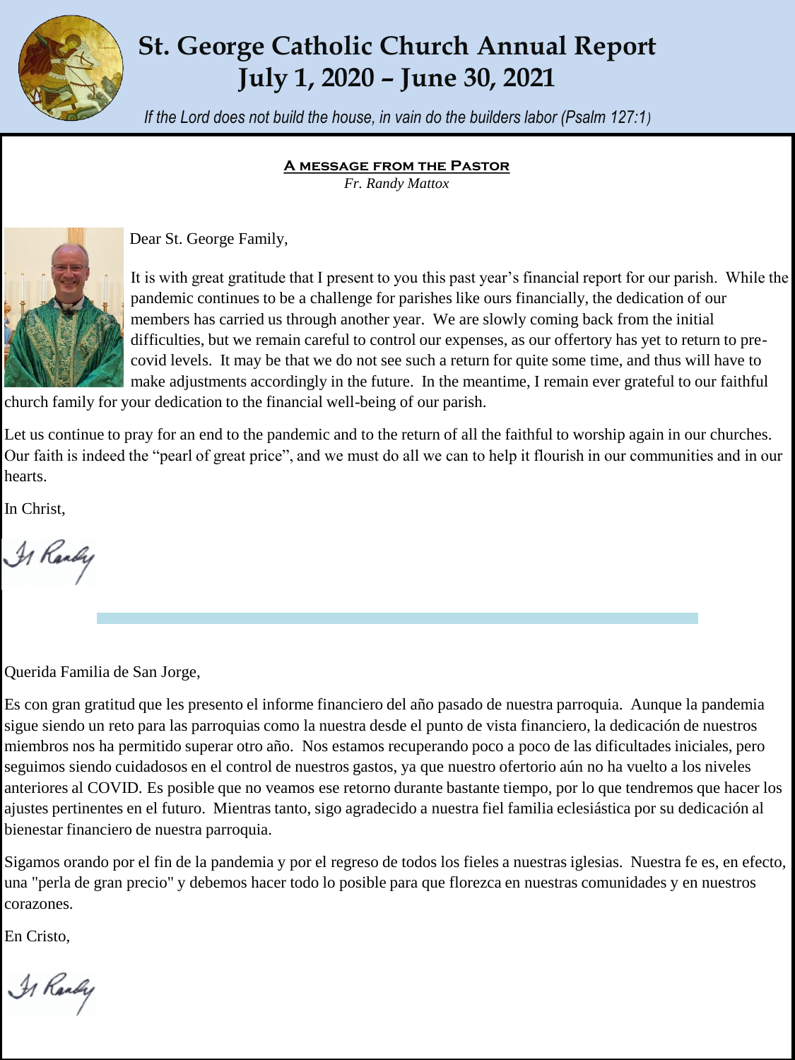# St. George Catholic Church Annual Report
# July 1, 2020 – June 30, 2021

*If the Lord does not build the house, in vain do the builders labor (Psalm 127:1)*

## A MESSAGE FROM THE PASTOR

*Fr. Randy Mattox*

Dear St. George Family,

It is with great gratitude that I present to you this past year's financial report for our parish. While the pandemic continues to be a challenge for parishes like ours financially, the dedication of our members has carried us through another year. We are slowly coming back from the initial difficulties, but we remain careful to control our expenses, as our offertory has yet to return to pre-covid levels. It may be that we do not see such a return for quite some time, and thus will have to make adjustments accordingly in the future. In the meantime, I remain ever grateful to our faithful church family for your dedication to the financial well-being of our parish.

Let us continue to pray for an end to the pandemic and to the return of all the faithful to worship again in our churches. Our faith is indeed the "pearl of great price", and we must do all we can to help it flourish in our communities and in our hearts.

In Christ,

Fr Randy

---

Querida Familia de San Jorge,

Es con gran gratitud que les presento el informe financiero del año pasado de nuestra parroquia. Aunque la pandemia sigue siendo un reto para las parroquias como la nuestra desde el punto de vista financiero, la dedicación de nuestros miembros nos ha permitido superar otro año. Nos estamos recuperando poco a poco de las dificultades iniciales, pero seguimos siendo cuidadosos en el control de nuestros gastos, ya que nuestro ofertorio aún no ha vuelto a los niveles anteriores al COVID. Es posible que no veamos ese retorno durante bastante tiempo, por lo que tendremos que hacer los ajustes pertinentes en el futuro. Mientras tanto, sigo agradecido a nuestra fiel familia eclesiástica por su dedicación al bienestar financiero de nuestra parroquia.

Sigamos orando por el fin de la pandemia y por el regreso de todos los fieles a nuestras iglesias. Nuestra fe es, en efecto, una "perla de gran precio" y debemos hacer todo lo posible para que florezca en nuestras comunidades y en nuestros corazones.

En Cristo,

Fr Randy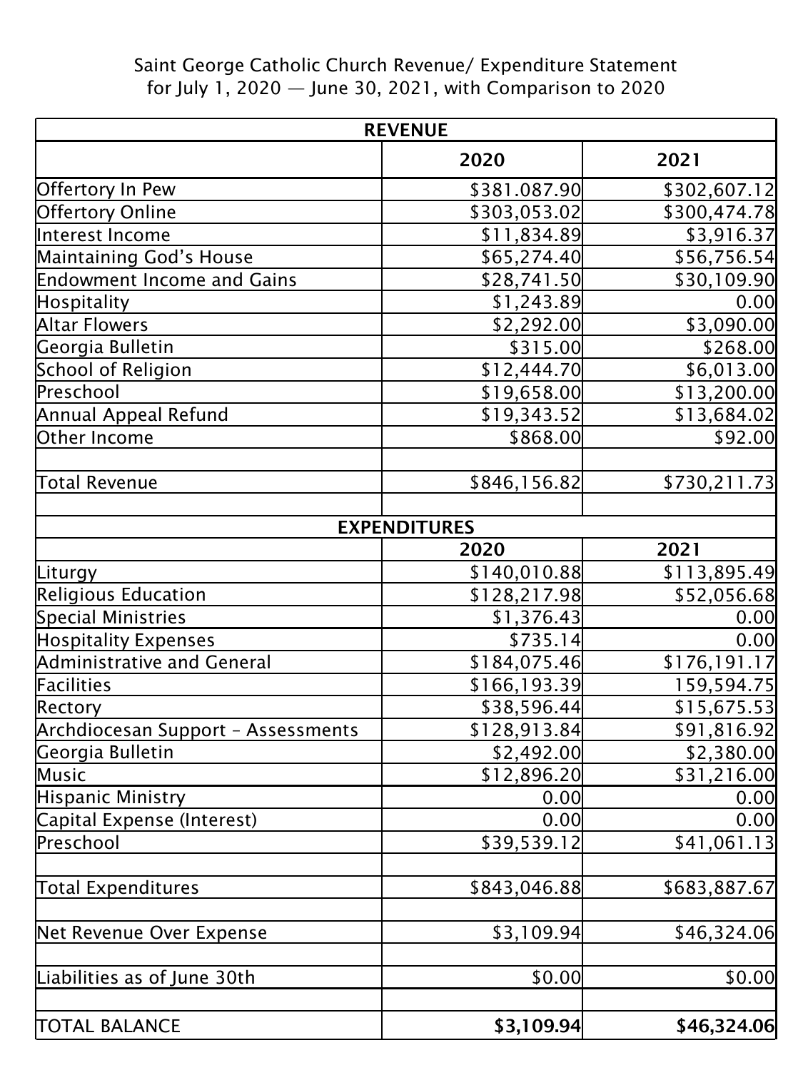Saint George Catholic Church Revenue/ Expenditure Statement
for July 1, 2020 — June 30, 2021, with Comparison to 2020

| REVENUE | | |
|---|---|---|
| | 2020 | 2021 |
| Offertory In Pew | $381.087.90 | $302,607.12 |
| Offertory Online | $303,053.02 | $300,474.78 |
| Interest Income | $11,834.89 | $3,916.37 |
| Maintaining God's House | $65,274.40 | $56,756.54 |
| Endowment Income and Gains | $28,741.50 | $30,109.90 |
| Hospitality | $1,243.89 | 0.00 |
| Altar Flowers | $2,292.00 | $3,090.00 |
| Georgia Bulletin | $315.00 | $268.00 |
| School of Religion | $12,444.70 | $6,013.00 |
| Preschool | $19,658.00 | $13,200.00 |
| Annual Appeal Refund | $19,343.52 | $13,684.02 |
| Other Income | $868.00 | $92.00 |
| | | |
| Total Revenue | $846,156.82 | $730,211.73 |
| | | |
| **EXPENDITURES** | | |
| | 2020 | 2021 |
| Liturgy | $140,010.88 | $113,895.49 |
| Religious Education | $128,217.98 | $52,056.68 |
| Special Ministries | $1,376.43 | 0.00 |
| Hospitality Expenses | $735.14 | 0.00 |
| Administrative and General | $184,075.46 | $176,191.17 |
| Facilities | $166,193.39 | 159,594.75 |
| Rectory | $38,596.44 | $15,675.53 |
| Archdiocesan Support – Assessments | $128,913.84 | $91,816.92 |
| Georgia Bulletin | $2,492.00 | $2,380.00 |
| Music | $12,896.20 | $31,216.00 |
| Hispanic Ministry | 0.00 | 0.00 |
| Capital Expense (Interest) | 0.00 | 0.00 |
| Preschool | $39,539.12 | $41,061.13 |
| | | |
| Total Expenditures | $843,046.88 | $683,887.67 |
| | | |
| Net Revenue Over Expense | $3,109.94 | $46,324.06 |
| | | |
| Liabilities as of June 30th | $0.00 | $0.00 |
| | | |
| TOTAL BALANCE | **$3,109.94** | **$46,324.06** |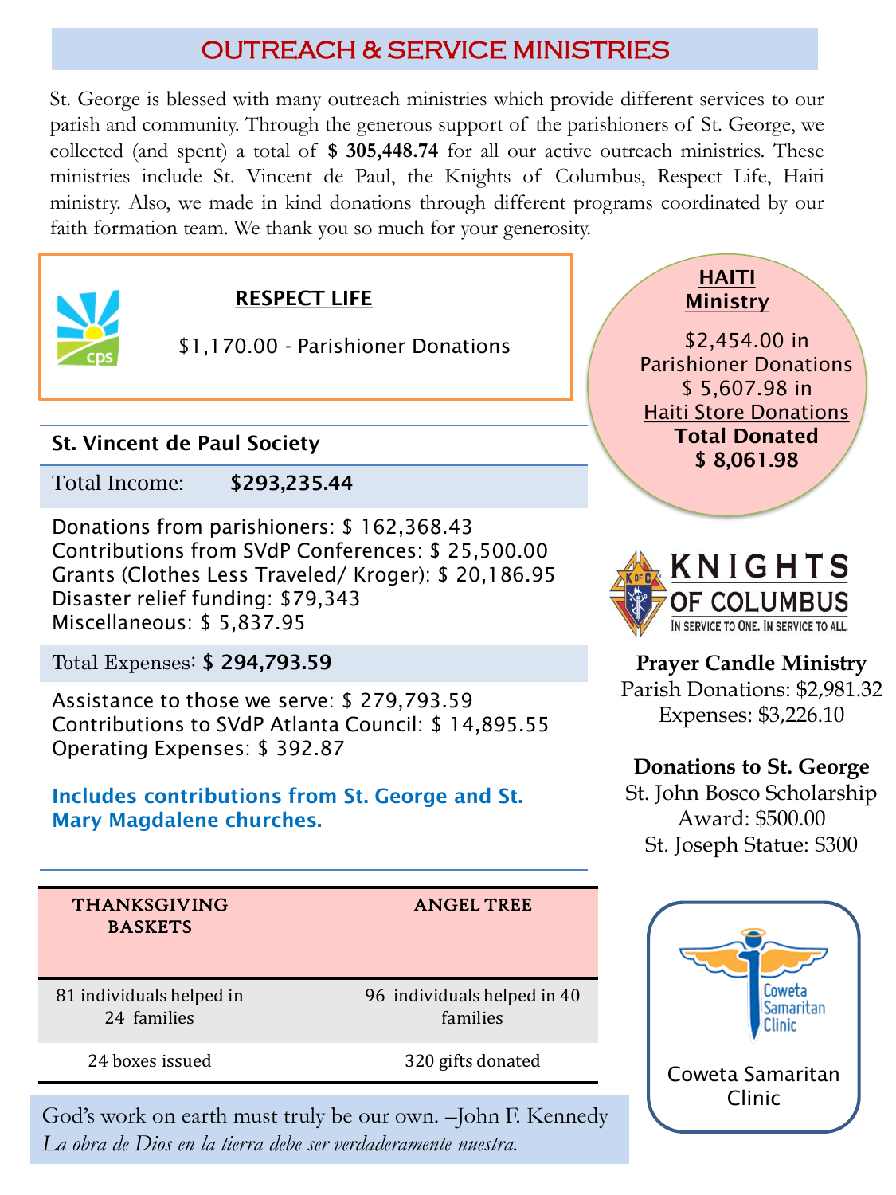# OUTREACH & SERVICE MINISTRIES

St. George is blessed with many outreach ministries which provide different services to our parish and community. Through the generous support of the parishioners of St. George, we collected (and spent) a total of **$ 305,448.74** for all our active outreach ministries. These ministries include St. Vincent de Paul, the Knights of Columbus, Respect Life, Haiti ministry. Also, we made in kind donations through different programs coordinated by our faith formation team. We thank you so much for your generosity.

## RESPECT LIFE

$1,170.00 - Parishioner Donations

## St. Vincent de Paul Society

**Total Income: $293,235.44**

Donations from parishioners: $ 162,368.43
Contributions from SVdP Conferences: $ 25,500.00
Grants (Clothes Less Traveled/ Kroger): $ 20,186.95
Disaster relief funding: $79,343
Miscellaneous: $ 5,837.95

**Total Expenses: $ 294,793.59**

Assistance to those we serve: $ 279,793.59
Contributions to SVdP Atlanta Council: $ 14,895.55
Operating Expenses: $ 392.87

**Includes contributions from St. George and St. Mary Magdalene churches.**

| THANKSGIVING BASKETS | ANGEL TREE |
|---|---|
| 81 individuals helped in 24 families | 96 individuals helped in 40 families |
| 24 boxes issued | 320 gifts donated |

God's work on earth must truly be our own. –John F. Kennedy
*La obra de Dios en la tierra debe ser verdaderamente nuestra.*

## HAITI Ministry

$2,454.00 in Parishioner Donations
$ 5,607.98 in Haiti Store Donations
**Total Donated $ 8,061.98**

## KNIGHTS OF COLUMBUS

In service to One. In service to all.

**Prayer Candle Ministry**
Parish Donations: $2,981.32
Expenses: $3,226.10

**Donations to St. George**
St. John Bosco Scholarship Award: $500.00
St. Joseph Statue: $300

Coweta Samaritan Clinic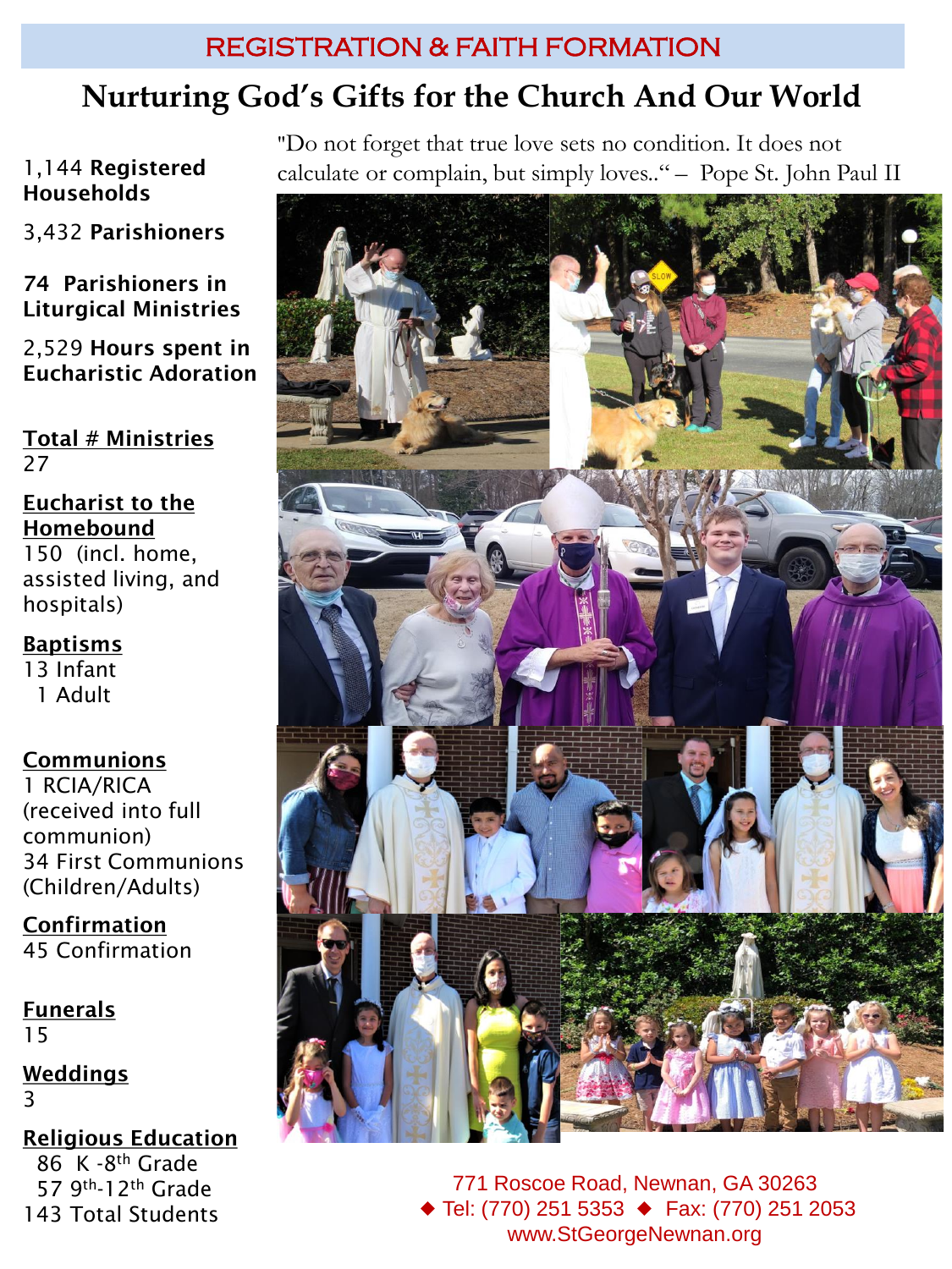## REGISTRATION & FAITH FORMATION

# Nurturing God's Gifts for the Church And Our World

"Do not forget that true love sets no condition. It does not calculate or complain, but simply loves.." – Pope St. John Paul II

1,144 **Registered Households**

3,432 **Parishioners**

**74 Parishioners in Liturgical Ministries**

2,529 **Hours spent in Eucharistic Adoration**

**Total # Ministries**
27

**Eucharist to the Homebound**
150 (incl. home, assisted living, and hospitals)

**Baptisms**
13 Infant
1 Adult

**Communions**
1 RCIA/RICA (received into full communion)
34 First Communions (Children/Adults)

**Confirmation**
45 Confirmation

**Funerals**
15

**Weddings**
3

**Religious Education**
86 K -8th Grade
57 9th-12th Grade
143 Total Students

771 Roscoe Road, Newnan, GA 30263
◆ Tel: (770) 251 5353 ◆ Fax: (770) 251 2053
www.StGeorgeNewnan.org